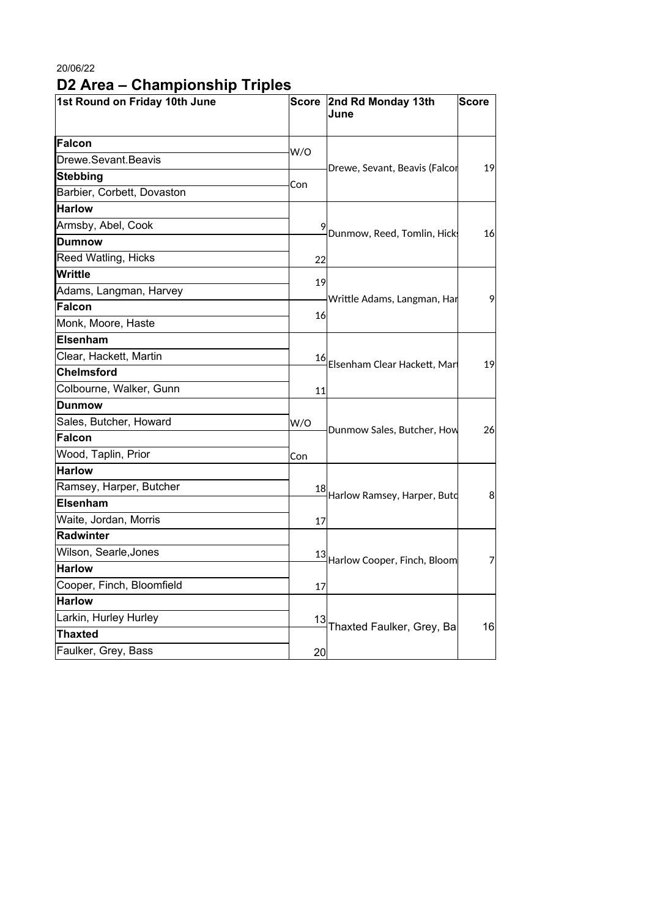20/06/22

# D2 Area – Championship Triples

| 1st Round on Friday 10th June | Score | 2nd Rd Monday 13th June | Score |
|---|---|---|---|
| **Falcon** | W/O | Drewe, Sevant, Beavis (Falcor | 19 |
| Drewe.Sevant.Beavis | | | |
| **Stebbing** | Con | | |
| Barbier, Corbett, Dovaston | | | |
| **Harlow** | | Dunmow, Reed, Tomlin, Hicks | 16 |
| Armsby, Abel, Cook | 9 | | |
| **Dunmow** | | | |
| Reed Watling, Hicks | 22 | | |
| **Writtle** | 19 | Writtle Adams, Langman, Har | 9 |
| Adams, Langman, Harvey | | | |
| **Falcon** | 16 | | |
| Monk, Moore, Haste | | | |
| **Elsenham** | | Elsenham Clear Hackett, Mart | 19 |
| Clear, Hackett, Martin | 16 | | |
| **Chelmsford** | | | |
| Colbourne, Walker, Gunn | 11 | | |
| **Dunmow** | | Dunmow Sales, Butcher, How | 26 |
| Sales, Butcher, Howard | W/O | | |
| **Falcon** | | | |
| Wood, Taplin, Prior | Con | | |
| **Harlow** | | Harlow Ramsey, Harper, Butc | 8 |
| Ramsey, Harper, Butcher | 18 | | |
| **Elsenham** | | | |
| Waite, Jordan, Morris | 17 | | |
| **Radwinter** | | Harlow Cooper, Finch, Bloom | 7 |
| Wilson, Searle,Jones | 13 | | |
| **Harlow** | | | |
| Cooper, Finch, Bloomfield | 17 | | |
| **Harlow** | | Thaxted Faulker, Grey, Ba | 16 |
| Larkin, Hurley Hurley | 13 | | |
| **Thaxted** | | | |
| Faulker, Grey, Bass | 20 | | |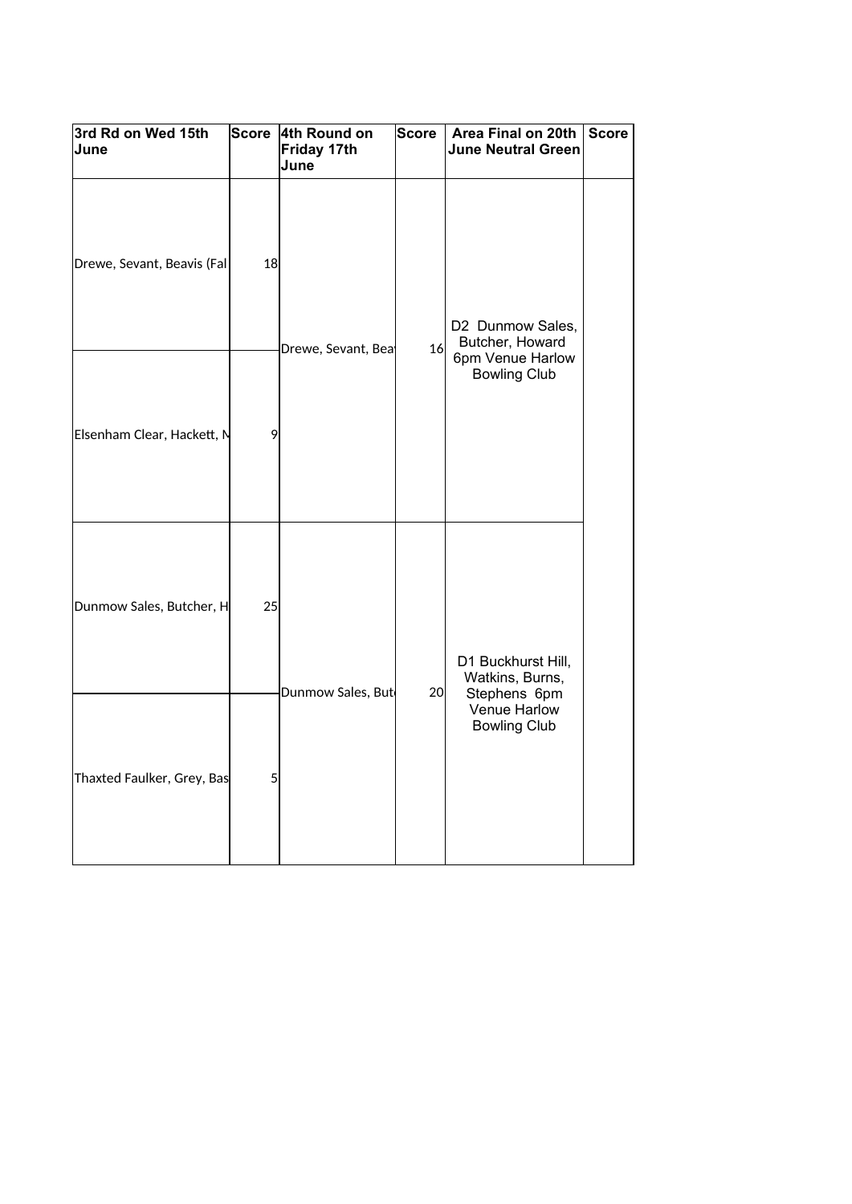| 3rd Rd on Wed 15th June | Score | 4th Round on Friday 17th June | Score | Area Final on 20th June Neutral Green | Score |
|---|---|---|---|---|---|
| Drewe, Sevant, Beavis (Fal | 18 | | | | |
| | | Drewe, Sevant, Bea | 16 | D2 Dunmow Sales, Butcher, Howard 6pm Venue Harlow Bowling Club | |
| Elsenham Clear, Hackett, N | 9 | | | | |
| Dunmow Sales, Butcher, H | 25 | | | | |
| | | Dunmow Sales, But | 20 | D1 Buckhurst Hill, Watkins, Burns, Stephens 6pm Venue Harlow Bowling Club | |
| Thaxted Faulker, Grey, Bas | 5 | | | | |